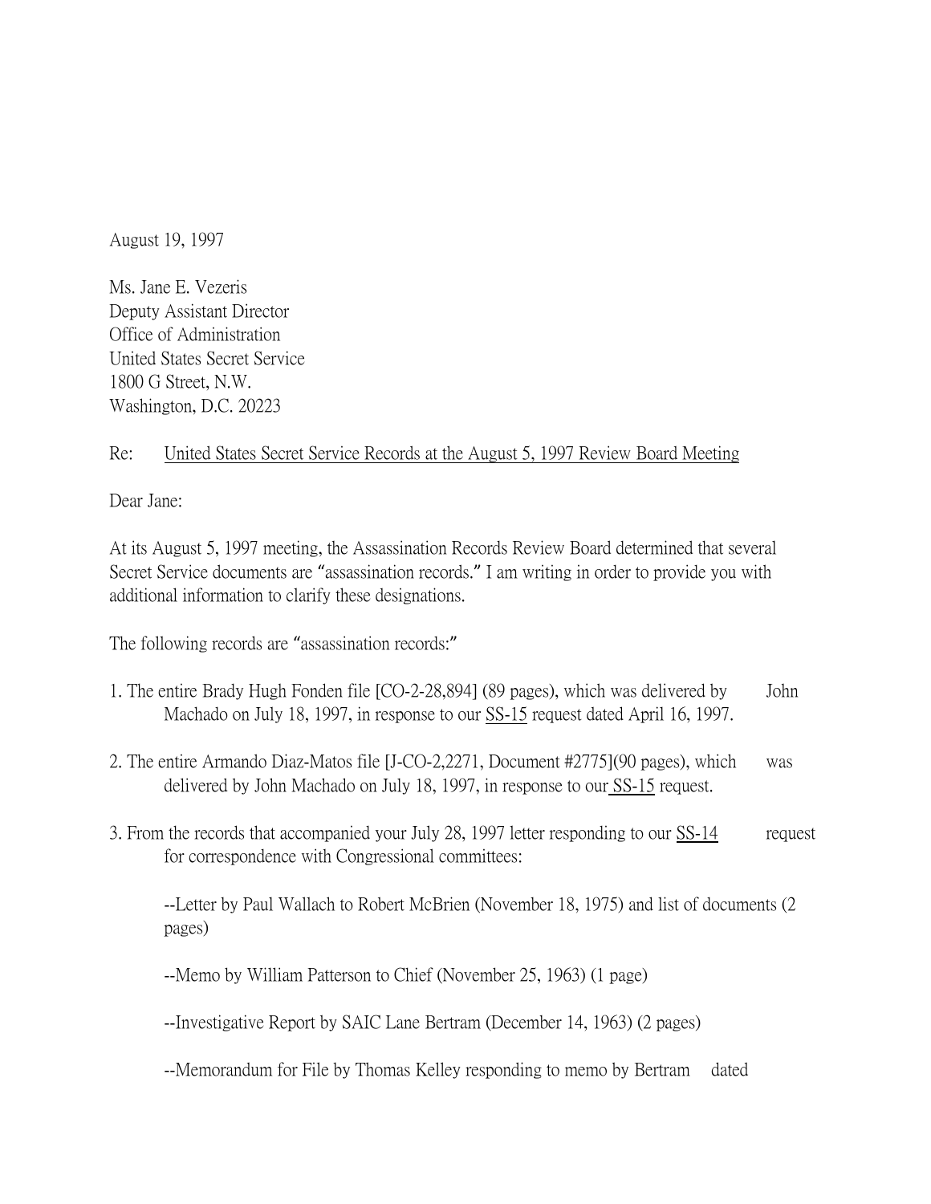August 19, 1997

Ms. Jane E. Vezeris
Deputy Assistant Director
Office of Administration
United States Secret Service
1800 G Street, N.W.
Washington, D.C. 20223

Re: United States Secret Service Records at the August 5, 1997 Review Board Meeting

Dear Jane:

At its August 5, 1997 meeting, the Assassination Records Review Board determined that several Secret Service documents are "assassination records." I am writing in order to provide you with additional information to clarify these designations.

The following records are "assassination records:"

1. The entire Brady Hugh Fonden file [CO-2-28,894] (89 pages), which was delivered by John Machado on July 18, 1997, in response to our SS-15 request dated April 16, 1997.

2. The entire Armando Diaz-Matos file [J-CO-2,2271, Document #2775](90 pages), which was delivered by John Machado on July 18, 1997, in response to our SS-15 request.

3. From the records that accompanied your July 28, 1997 letter responding to our SS-14 request for correspondence with Congressional committees:

   --Letter by Paul Wallach to Robert McBrien (November 18, 1975) and list of documents (2 pages)

   --Memo by William Patterson to Chief (November 25, 1963) (1 page)

   --Investigative Report by SAIC Lane Bertram (December 14, 1963) (2 pages)

   --Memorandum for File by Thomas Kelley responding to memo by Bertram dated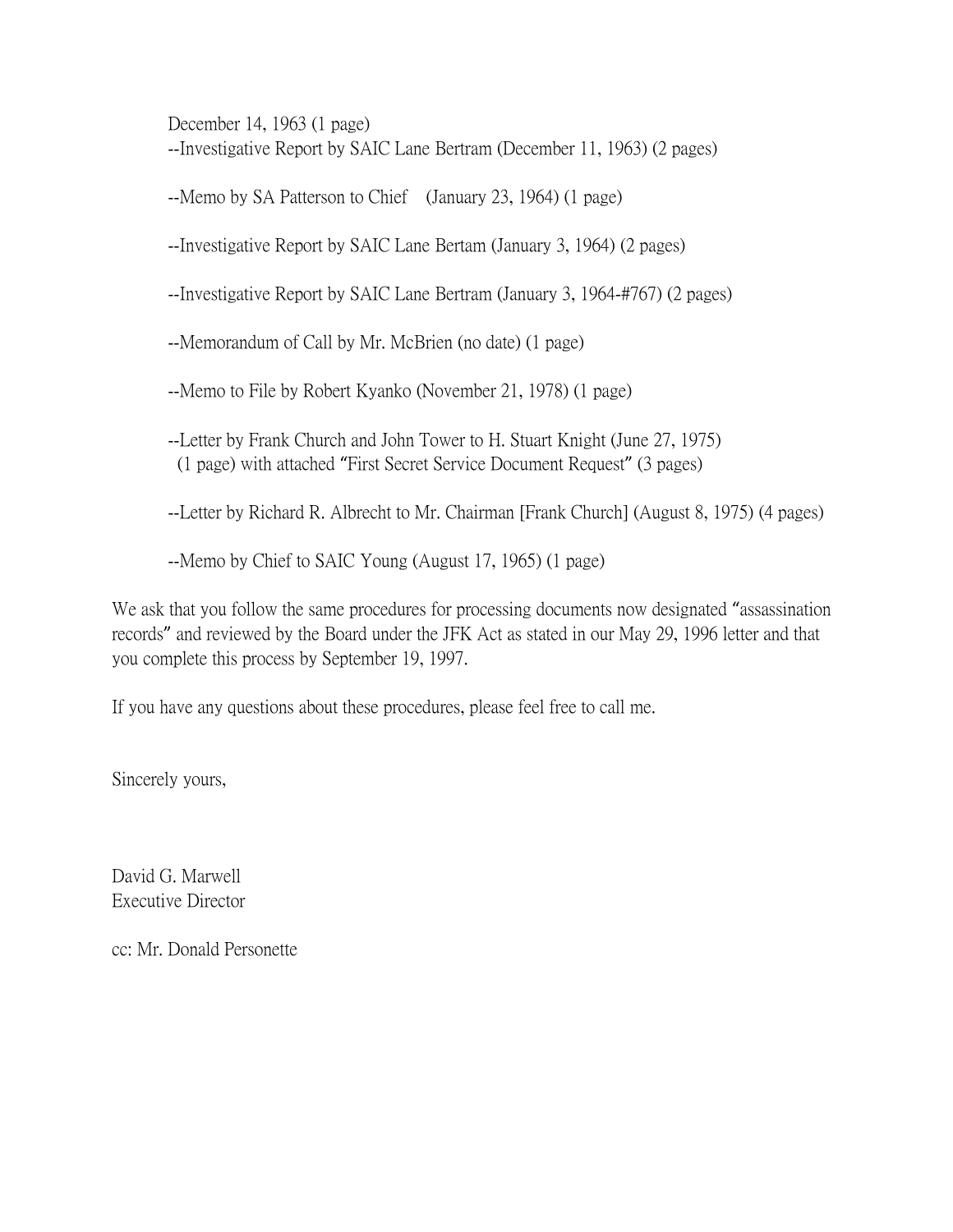December 14, 1963 (1 page)
--Investigative Report by SAIC Lane Bertram (December 11, 1963) (2 pages)

--Memo by SA Patterson to Chief (January 23, 1964) (1 page)

--Investigative Report by SAIC Lane Bertam (January 3, 1964) (2 pages)

--Investigative Report by SAIC Lane Bertram (January 3, 1964-#767) (2 pages)

--Memorandum of Call by Mr. McBrien (no date) (1 page)

--Memo to File by Robert Kyanko (November 21, 1978) (1 page)

--Letter by Frank Church and John Tower to H. Stuart Knight (June 27, 1975) (1 page) with attached "First Secret Service Document Request" (3 pages)

--Letter by Richard R. Albrecht to Mr. Chairman [Frank Church] (August 8, 1975) (4 pages)

--Memo by Chief to SAIC Young (August 17, 1965) (1 page)

We ask that you follow the same procedures for processing documents now designated "assassination records" and reviewed by the Board under the JFK Act as stated in our May 29, 1996 letter and that you complete this process by September 19, 1997.

If you have any questions about these procedures, please feel free to call me.

Sincerely yours,

David G. Marwell
Executive Director

cc: Mr. Donald Personette